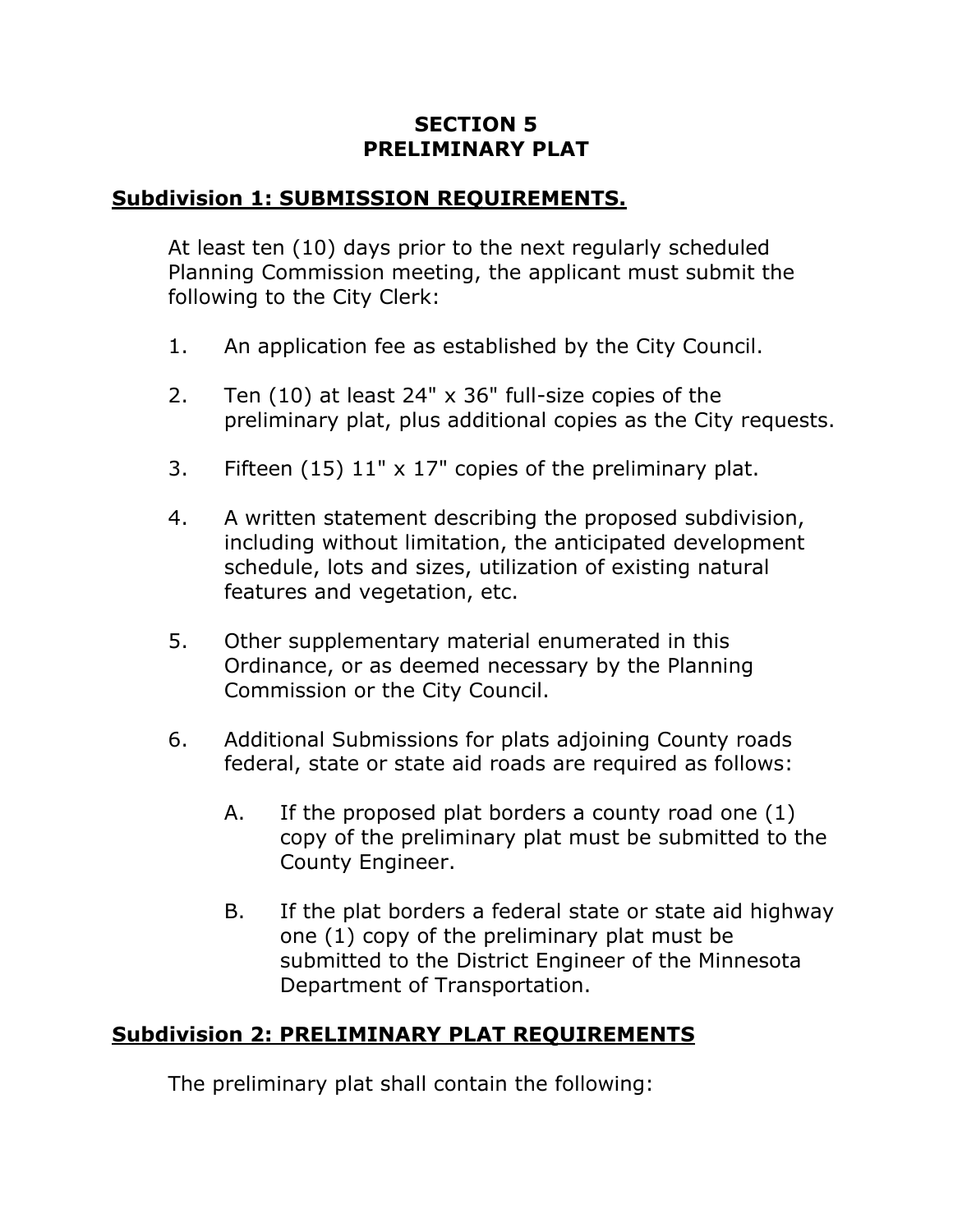# SECTION 5
# PRELIMINARY PLAT

## Subdivision 1: SUBMISSION REQUIREMENTS.

At least ten (10) days prior to the next regularly scheduled Planning Commission meeting, the applicant must submit the following to the City Clerk:

1. An application fee as established by the City Council.

2. Ten (10) at least 24" x 36" full-size copies of the preliminary plat, plus additional copies as the City requests.

3. Fifteen (15) 11" x 17" copies of the preliminary plat.

4. A written statement describing the proposed subdivision, including without limitation, the anticipated development schedule, lots and sizes, utilization of existing natural features and vegetation, etc.

5. Other supplementary material enumerated in this Ordinance, or as deemed necessary by the Planning Commission or the City Council.

6. Additional Submissions for plats adjoining County roads federal, state or state aid roads are required as follows:

   A. If the proposed plat borders a county road one (1) copy of the preliminary plat must be submitted to the County Engineer.

   B. If the plat borders a federal state or state aid highway one (1) copy of the preliminary plat must be submitted to the District Engineer of the Minnesota Department of Transportation.

## Subdivision 2: PRELIMINARY PLAT REQUIREMENTS

The preliminary plat shall contain the following: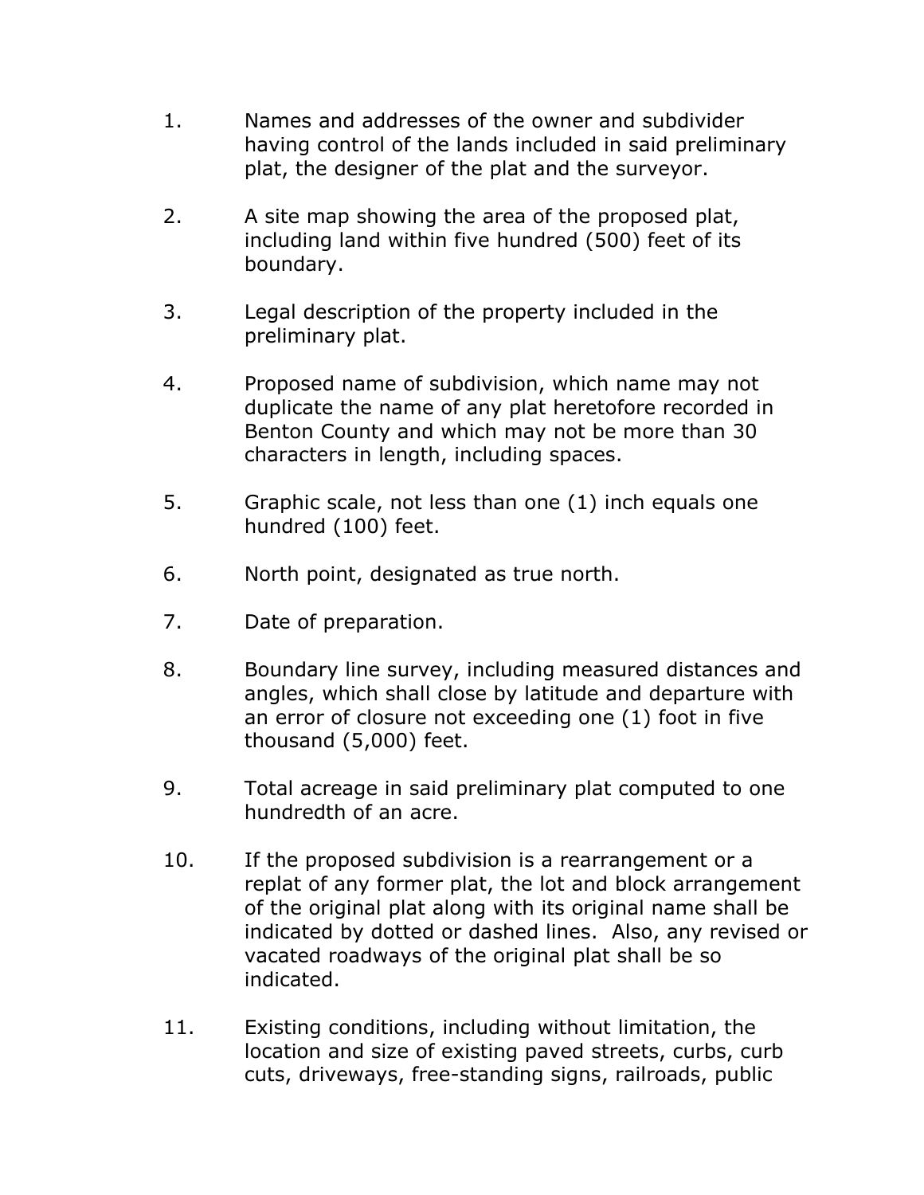1. Names and addresses of the owner and subdivider having control of the lands included in said preliminary plat, the designer of the plat and the surveyor.

2. A site map showing the area of the proposed plat, including land within five hundred (500) feet of its boundary.

3. Legal description of the property included in the preliminary plat.

4. Proposed name of subdivision, which name may not duplicate the name of any plat heretofore recorded in Benton County and which may not be more than 30 characters in length, including spaces.

5. Graphic scale, not less than one (1) inch equals one hundred (100) feet.

6. North point, designated as true north.

7. Date of preparation.

8. Boundary line survey, including measured distances and angles, which shall close by latitude and departure with an error of closure not exceeding one (1) foot in five thousand (5,000) feet.

9. Total acreage in said preliminary plat computed to one hundredth of an acre.

10. If the proposed subdivision is a rearrangement or a replat of any former plat, the lot and block arrangement of the original plat along with its original name shall be indicated by dotted or dashed lines. Also, any revised or vacated roadways of the original plat shall be so indicated.

11. Existing conditions, including without limitation, the location and size of existing paved streets, curbs, curb cuts, driveways, free-standing signs, railroads, public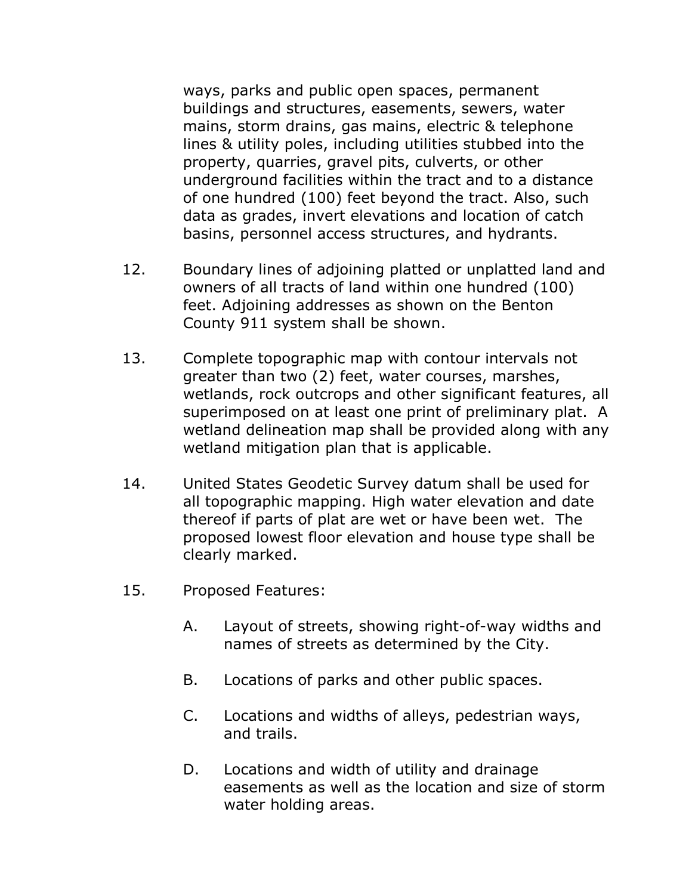ways, parks and public open spaces, permanent buildings and structures, easements, sewers, water mains, storm drains, gas mains, electric & telephone lines & utility poles, including utilities stubbed into the property, quarries, gravel pits, culverts, or other underground facilities within the tract and to a distance of one hundred (100) feet beyond the tract. Also, such data as grades, invert elevations and location of catch basins, personnel access structures, and hydrants.

12. Boundary lines of adjoining platted or unplatted land and owners of all tracts of land within one hundred (100) feet. Adjoining addresses as shown on the Benton County 911 system shall be shown.

13. Complete topographic map with contour intervals not greater than two (2) feet, water courses, marshes, wetlands, rock outcrops and other significant features, all superimposed on at least one print of preliminary plat. A wetland delineation map shall be provided along with any wetland mitigation plan that is applicable.

14. United States Geodetic Survey datum shall be used for all topographic mapping. High water elevation and date thereof if parts of plat are wet or have been wet. The proposed lowest floor elevation and house type shall be clearly marked.

15. Proposed Features:

    A. Layout of streets, showing right-of-way widths and names of streets as determined by the City.

    B. Locations of parks and other public spaces.

    C. Locations and widths of alleys, pedestrian ways, and trails.

    D. Locations and width of utility and drainage easements as well as the location and size of storm water holding areas.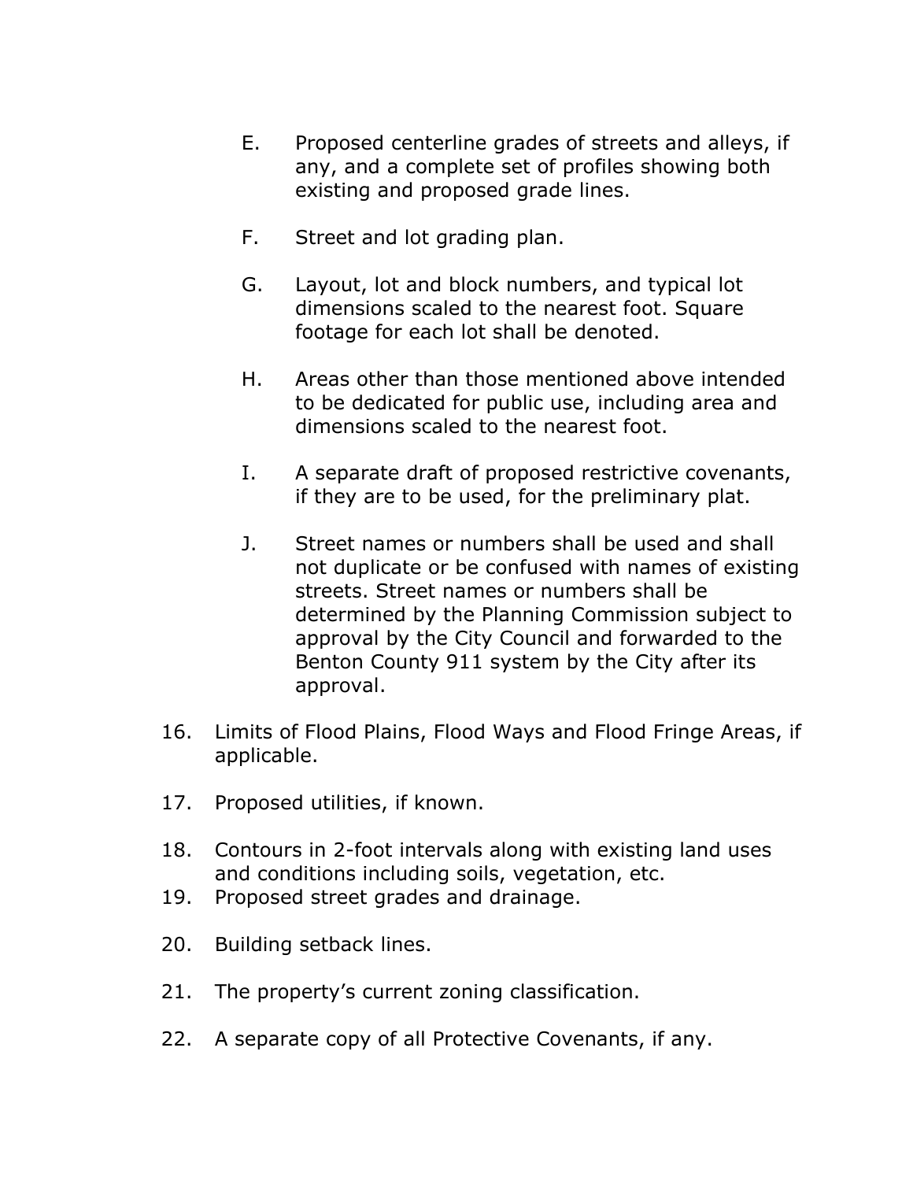E. Proposed centerline grades of streets and alleys, if any, and a complete set of profiles showing both existing and proposed grade lines.

F. Street and lot grading plan.

G. Layout, lot and block numbers, and typical lot dimensions scaled to the nearest foot. Square footage for each lot shall be denoted.

H. Areas other than those mentioned above intended to be dedicated for public use, including area and dimensions scaled to the nearest foot.

I. A separate draft of proposed restrictive covenants, if they are to be used, for the preliminary plat.

J. Street names or numbers shall be used and shall not duplicate or be confused with names of existing streets. Street names or numbers shall be determined by the Planning Commission subject to approval by the City Council and forwarded to the Benton County 911 system by the City after its approval.

16. Limits of Flood Plains, Flood Ways and Flood Fringe Areas, if applicable.

17. Proposed utilities, if known.

18. Contours in 2-foot intervals along with existing land uses and conditions including soils, vegetation, etc.

19. Proposed street grades and drainage.

20. Building setback lines.

21. The property's current zoning classification.

22. A separate copy of all Protective Covenants, if any.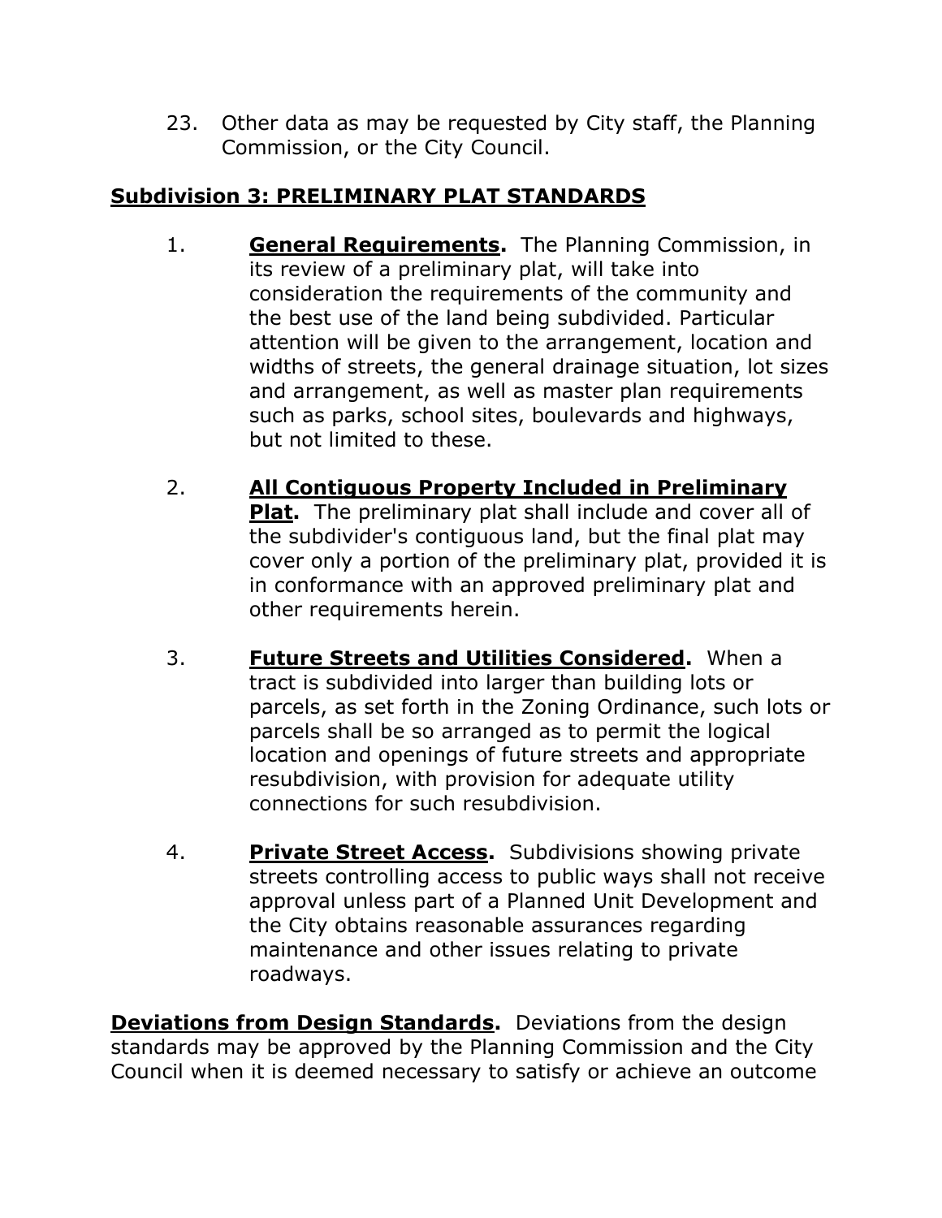23. Other data as may be requested by City staff, the Planning Commission, or the City Council.

## Subdivision 3: PRELIMINARY PLAT STANDARDS

1. **General Requirements.** The Planning Commission, in its review of a preliminary plat, will take into consideration the requirements of the community and the best use of the land being subdivided. Particular attention will be given to the arrangement, location and widths of streets, the general drainage situation, lot sizes and arrangement, as well as master plan requirements such as parks, school sites, boulevards and highways, but not limited to these.

2. **All Contiguous Property Included in Preliminary Plat.** The preliminary plat shall include and cover all of the subdivider's contiguous land, but the final plat may cover only a portion of the preliminary plat, provided it is in conformance with an approved preliminary plat and other requirements herein.

3. **Future Streets and Utilities Considered.** When a tract is subdivided into larger than building lots or parcels, as set forth in the Zoning Ordinance, such lots or parcels shall be so arranged as to permit the logical location and openings of future streets and appropriate resubdivision, with provision for adequate utility connections for such resubdivision.

4. **Private Street Access.** Subdivisions showing private streets controlling access to public ways shall not receive approval unless part of a Planned Unit Development and the City obtains reasonable assurances regarding maintenance and other issues relating to private roadways.

**Deviations from Design Standards.** Deviations from the design standards may be approved by the Planning Commission and the City Council when it is deemed necessary to satisfy or achieve an outcome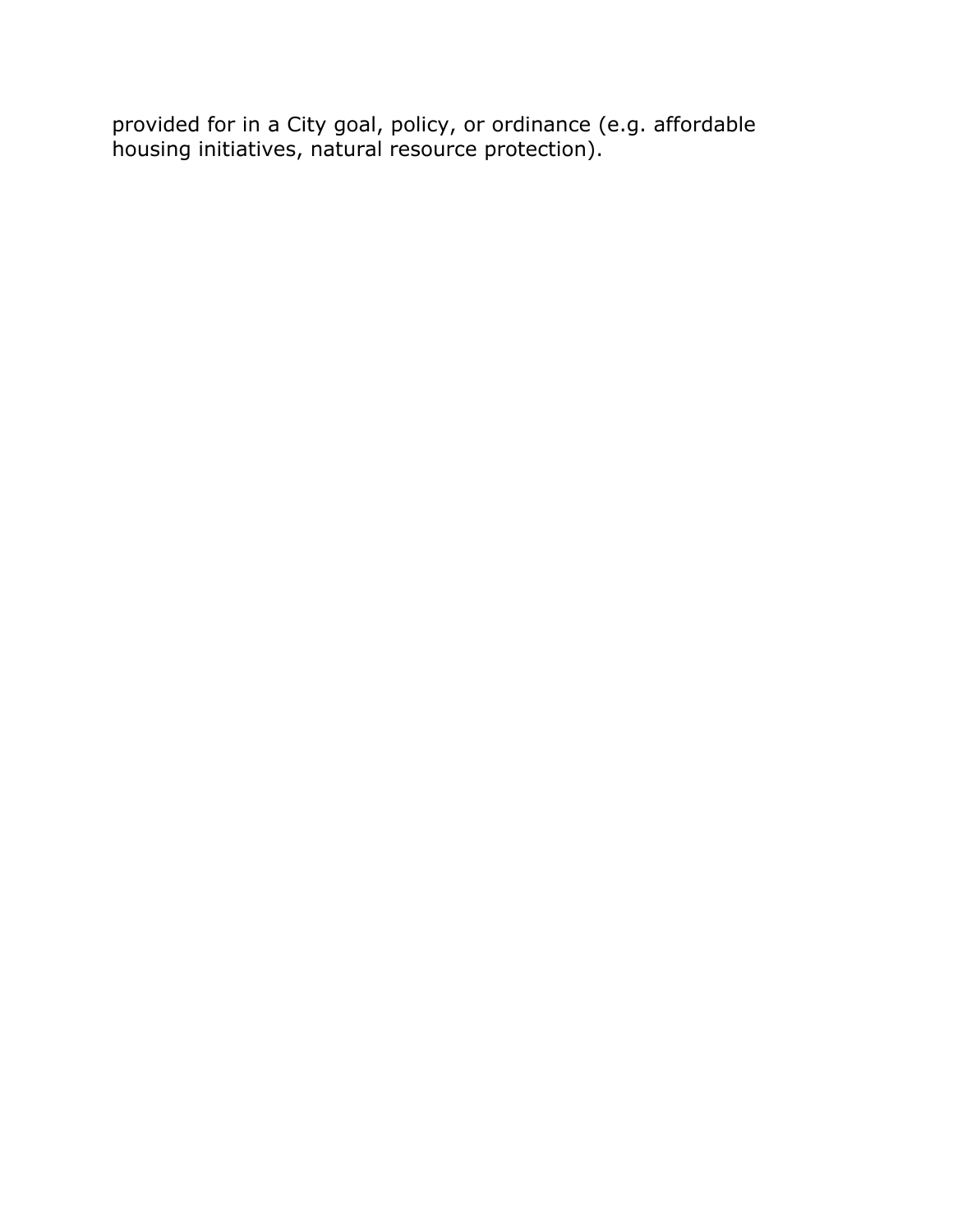provided for in a City goal, policy, or ordinance (e.g. affordable housing initiatives, natural resource protection).